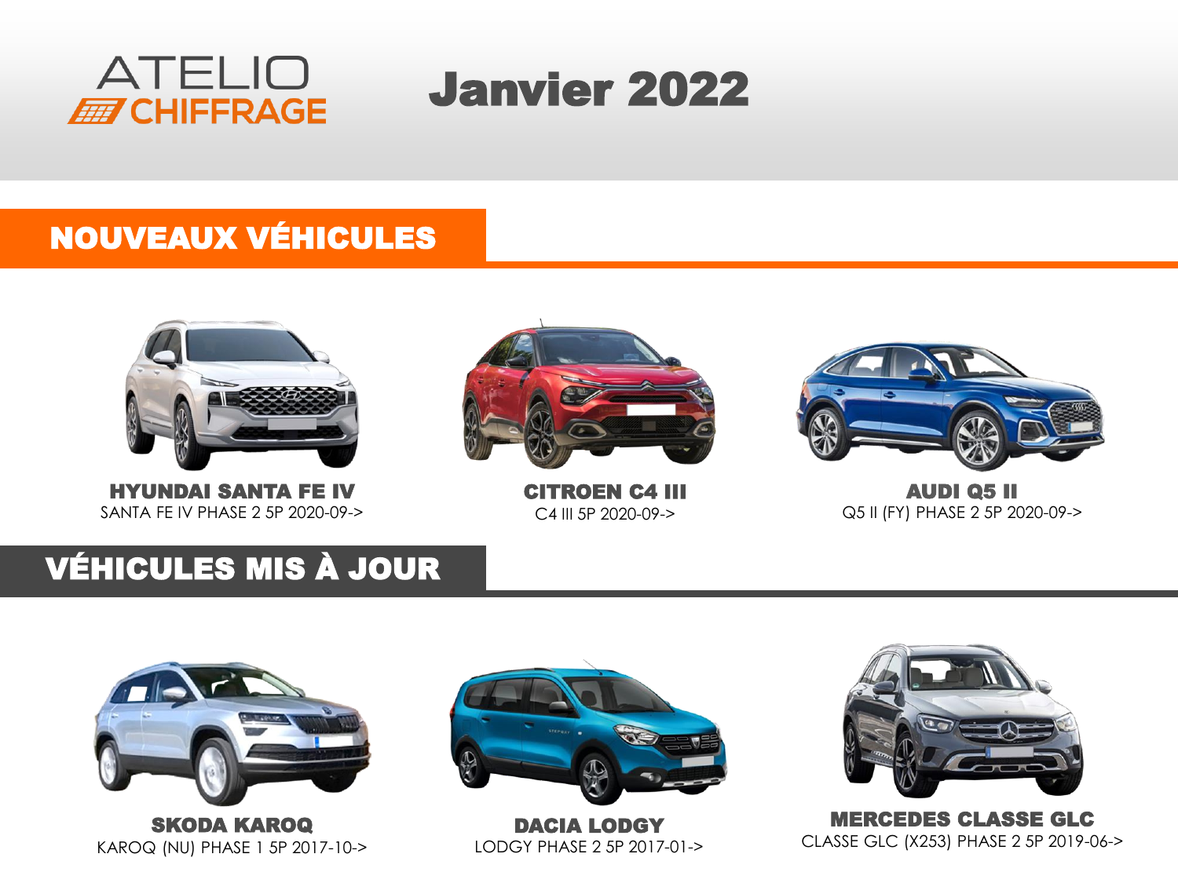ATELIO CHIFFRAGE

# Janvier 2022

## NOUVEAUX VÉHICULES

**HYUNDAI SANTA FE IV**
SANTA FE IV PHASE 2 5P 2020-09->

**CITROEN C4 III**
C4 III 5P 2020-09->

**AUDI Q5 II**
Q5 II (FY) PHASE 2 5P 2020-09->

## VÉHICULES MIS À JOUR

**SKODA KAROQ**
KAROQ (NU) PHASE 1 5P 2017-10->

**DACIA LODGY**
LODGY PHASE 2 5P 2017-01->

**MERCEDES CLASSE GLC**
CLASSE GLC (X253) PHASE 2 5P 2019-06->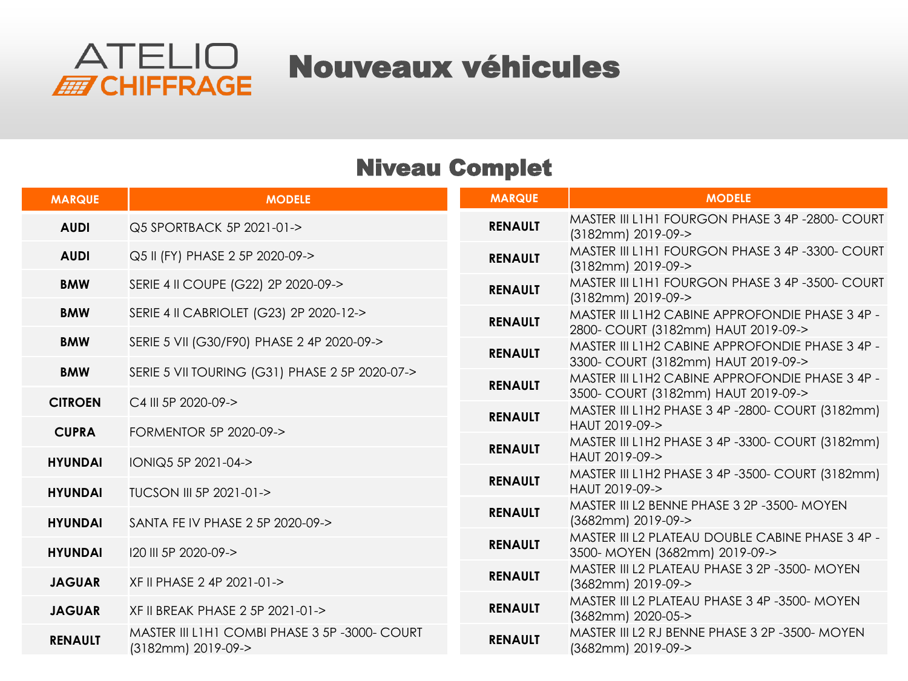# ATELIO CHIFFRAGE

# Nouveaux véhicules

## Niveau Complet

| MARQUE | MODELE |
|---|---|
| AUDI | Q5 SPORTBACK 5P 2021-01-> |
| AUDI | Q5 II (FY) PHASE 2 5P 2020-09-> |
| BMW | SERIE 4 II COUPE (G22) 2P 2020-09-> |
| BMW | SERIE 4 II CABRIOLET (G23) 2P 2020-12-> |
| BMW | SERIE 5 VII (G30/F90) PHASE 2 4P 2020-09-> |
| BMW | SERIE 5 VII TOURING (G31) PHASE 2 5P 2020-07-> |
| CITROEN | C4 III 5P 2020-09-> |
| CUPRA | FORMENTOR 5P 2020-09-> |
| HYUNDAI | IONIQ5 5P 2021-04-> |
| HYUNDAI | TUCSON III 5P 2021-01-> |
| HYUNDAI | SANTA FE IV PHASE 2 5P 2020-09-> |
| HYUNDAI | I20 III 5P 2020-09-> |
| JAGUAR | XF II PHASE 2 4P 2021-01-> |
| JAGUAR | XF II BREAK PHASE 2 5P 2021-01-> |
| RENAULT | MASTER III L1H1 COMBI PHASE 3 5P -3000- COURT (3182mm) 2019-09-> |
| RENAULT | MASTER III L1H1 FOURGON PHASE 3 4P -2800- COURT (3182mm) 2019-09-> |
| RENAULT | MASTER III L1H1 FOURGON PHASE 3 4P -3300- COURT (3182mm) 2019-09-> |
| RENAULT | MASTER III L1H1 FOURGON PHASE 3 4P -3500- COURT (3182mm) 2019-09-> |
| RENAULT | MASTER III L1H2 CABINE APPROFONDIE PHASE 3 4P -2800- COURT (3182mm) HAUT 2019-09-> |
| RENAULT | MASTER III L1H2 CABINE APPROFONDIE PHASE 3 4P -3300- COURT (3182mm) HAUT 2019-09-> |
| RENAULT | MASTER III L1H2 CABINE APPROFONDIE PHASE 3 4P -3500- COURT (3182mm) HAUT 2019-09-> |
| RENAULT | MASTER III L1H2 PHASE 3 4P -2800- COURT (3182mm) HAUT 2019-09-> |
| RENAULT | MASTER III L1H2 PHASE 3 4P -3300- COURT (3182mm) HAUT 2019-09-> |
| RENAULT | MASTER III L1H2 PHASE 3 4P -3500- COURT (3182mm) HAUT 2019-09-> |
| RENAULT | MASTER III L2 BENNE PHASE 3 2P -3500- MOYEN (3682mm) 2019-09-> |
| RENAULT | MASTER III L2 PLATEAU DOUBLE CABINE PHASE 3 4P -3500- MOYEN (3682mm) 2019-09-> |
| RENAULT | MASTER III L2 PLATEAU PHASE 3 2P -3500- MOYEN (3682mm) 2019-09-> |
| RENAULT | MASTER III L2 PLATEAU PHASE 3 4P -3500- MOYEN (3682mm) 2020-05-> |
| RENAULT | MASTER III L2 RJ BENNE PHASE 3 2P -3500- MOYEN (3682mm) 2019-09-> |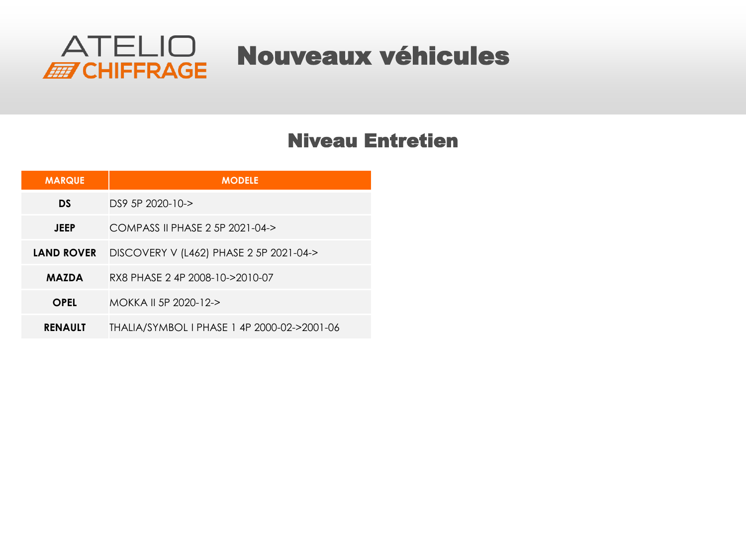# Nouveaux véhicules

## Niveau Entretien

| MARQUE | MODELE |
|---|---|
| **DS** | DS9 5P 2020-10-> |
| **JEEP** | COMPASS II PHASE 2 5P 2021-04-> |
| **LAND ROVER** | DISCOVERY V (L462) PHASE 2 5P 2021-04-> |
| **MAZDA** | RX8 PHASE 2 4P 2008-10->2010-07 |
| **OPEL** | MOKKA II 5P 2020-12-> |
| **RENAULT** | THALIA/SYMBOL I PHASE 1 4P 2000-02->2001-06 |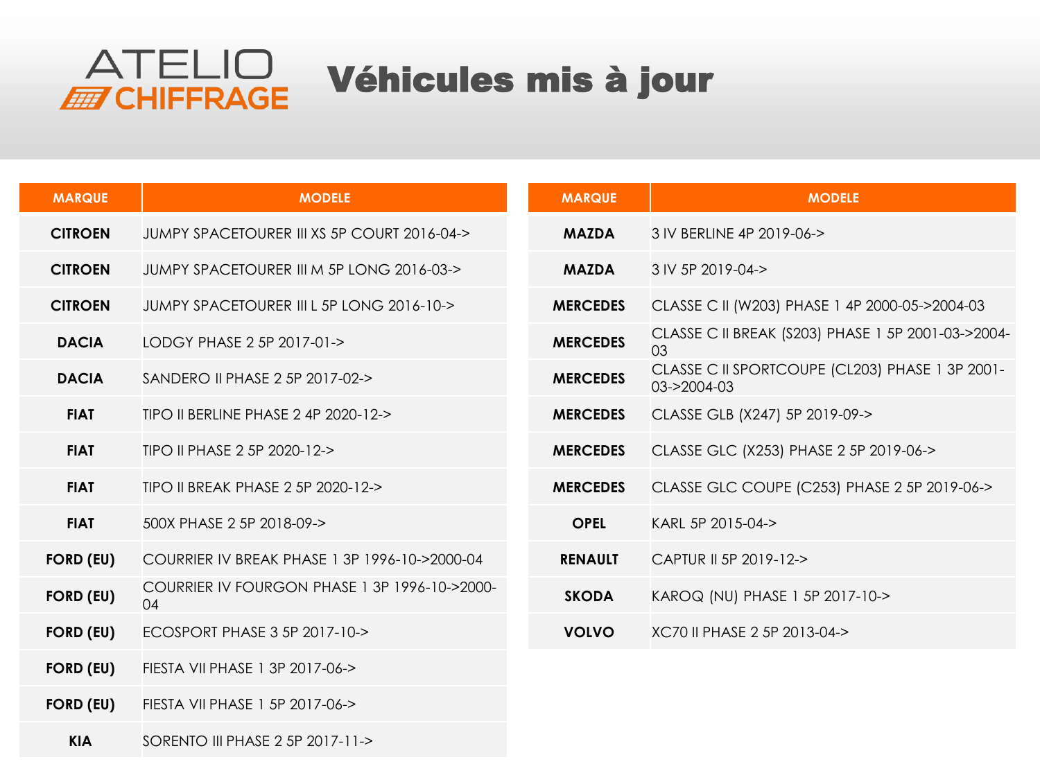ATELIO CHIFFRAGE

# Véhicules mis à jour

| MARQUE | MODELE |
|---|---|
| CITROEN | JUMPY SPACETOURER III XS 5P COURT 2016-04-> |
| CITROEN | JUMPY SPACETOURER III M 5P LONG 2016-03-> |
| CITROEN | JUMPY SPACETOURER III L 5P LONG 2016-10-> |
| DACIA | LODGY PHASE 2 5P 2017-01-> |
| DACIA | SANDERO II PHASE 2 5P 2017-02-> |
| FIAT | TIPO II BERLINE PHASE 2 4P 2020-12-> |
| FIAT | TIPO II PHASE 2 5P 2020-12-> |
| FIAT | TIPO II BREAK PHASE 2 5P 2020-12-> |
| FIAT | 500X PHASE 2 5P 2018-09-> |
| FORD (EU) | COURRIER IV BREAK PHASE 1 3P 1996-10->2000-04 |
| FORD (EU) | COURRIER IV FOURGON PHASE 1 3P 1996-10->2000-04 |
| FORD (EU) | ECOSPORT PHASE 3 5P 2017-10-> |
| FORD (EU) | FIESTA VII PHASE 1 3P 2017-06-> |
| FORD (EU) | FIESTA VII PHASE 1 5P 2017-06-> |
| KIA | SORENTO III PHASE 2 5P 2017-11-> |
| MAZDA | 3 IV BERLINE 4P 2019-06-> |
| MAZDA | 3 IV 5P 2019-04-> |
| MERCEDES | CLASSE C II (W203) PHASE 1 4P 2000-05->2004-03 |
| MERCEDES | CLASSE C II BREAK (S203) PHASE 1 5P 2001-03->2004-03 |
| MERCEDES | CLASSE C II SPORTCOUPE (CL203) PHASE 1 3P 2001-03->2004-03 |
| MERCEDES | CLASSE GLB (X247) 5P 2019-09-> |
| MERCEDES | CLASSE GLC (X253) PHASE 2 5P 2019-06-> |
| MERCEDES | CLASSE GLC COUPE (C253) PHASE 2 5P 2019-06-> |
| OPEL | KARL 5P 2015-04-> |
| RENAULT | CAPTUR II 5P 2019-12-> |
| SKODA | KAROQ (NU) PHASE 1 5P 2017-10-> |
| VOLVO | XC70 II PHASE 2 5P 2013-04-> |